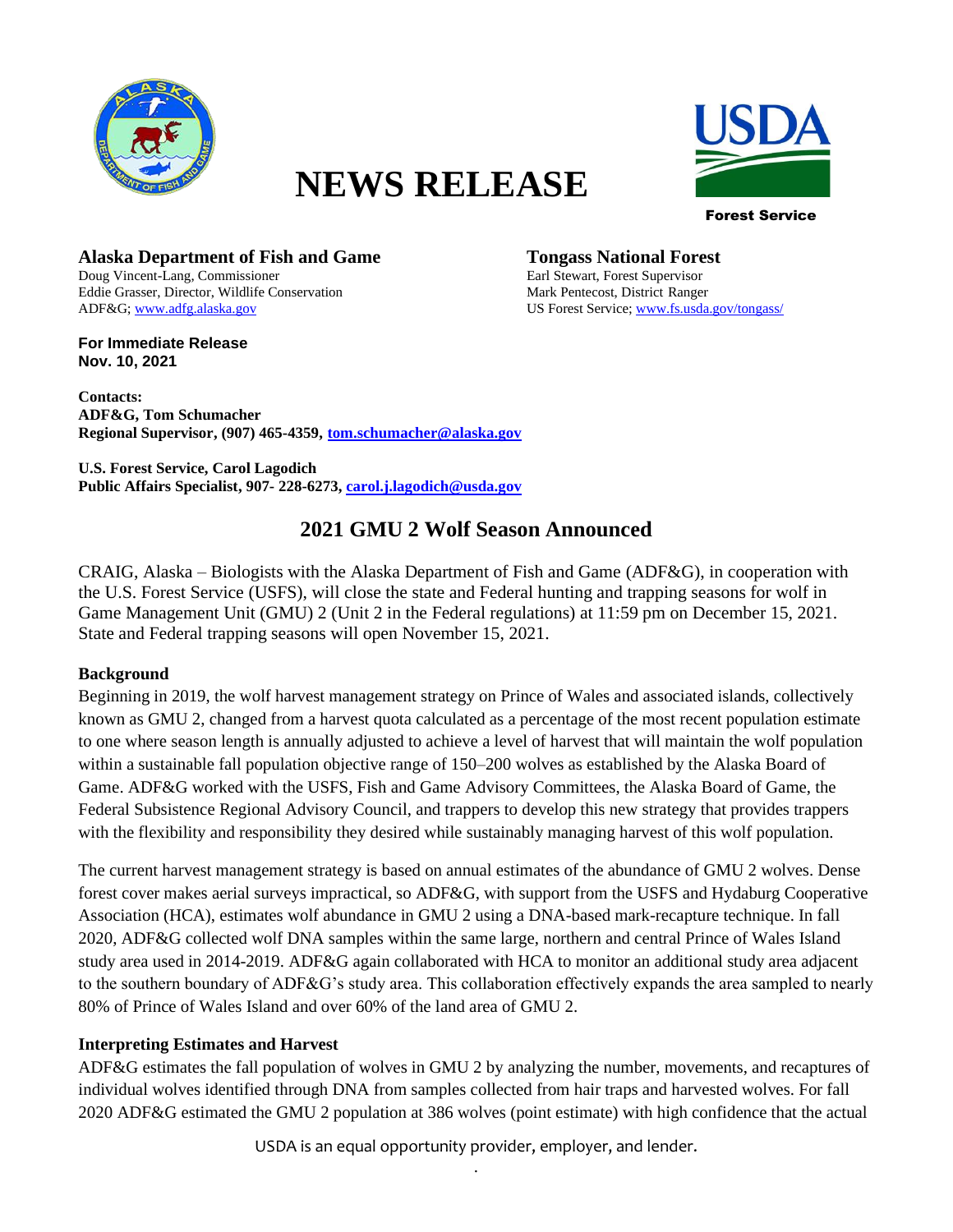# NEWS RELEASE

**Alaska Department of Fish and Game**
Doug Vincent-Lang, Commissioner
Eddie Grasser, Director, Wildlife Conservation
ADF&G; www.adfg.alaska.gov

**Tongass National Forest**
Earl Stewart, Forest Supervisor
Mark Pentecost, District Ranger
US Forest Service; www.fs.usda.gov/tongass/

**For Immediate Release**
**Nov. 10, 2021**

**Contacts:**
**ADF&G, Tom Schumacher**
**Regional Supervisor, (907) 465-4359, tom.schumacher@alaska.gov**

**U.S. Forest Service, Carol Lagodich**
**Public Affairs Specialist, 907- 228-6273, carol.j.lagodich@usda.gov**

## 2021 GMU 2 Wolf Season Announced

CRAIG, Alaska – Biologists with the Alaska Department of Fish and Game (ADF&G), in cooperation with the U.S. Forest Service (USFS), will close the state and Federal hunting and trapping seasons for wolf in Game Management Unit (GMU) 2 (Unit 2 in the Federal regulations) at 11:59 pm on December 15, 2021. State and Federal trapping seasons will open November 15, 2021.

### Background

Beginning in 2019, the wolf harvest management strategy on Prince of Wales and associated islands, collectively known as GMU 2, changed from a harvest quota calculated as a percentage of the most recent population estimate to one where season length is annually adjusted to achieve a level of harvest that will maintain the wolf population within a sustainable fall population objective range of 150–200 wolves as established by the Alaska Board of Game. ADF&G worked with the USFS, Fish and Game Advisory Committees, the Alaska Board of Game, the Federal Subsistence Regional Advisory Council, and trappers to develop this new strategy that provides trappers with the flexibility and responsibility they desired while sustainably managing harvest of this wolf population.

The current harvest management strategy is based on annual estimates of the abundance of GMU 2 wolves. Dense forest cover makes aerial surveys impractical, so ADF&G, with support from the USFS and Hydaburg Cooperative Association (HCA), estimates wolf abundance in GMU 2 using a DNA-based mark-recapture technique. In fall 2020, ADF&G collected wolf DNA samples within the same large, northern and central Prince of Wales Island study area used in 2014-2019. ADF&G again collaborated with HCA to monitor an additional study area adjacent to the southern boundary of ADF&G's study area. This collaboration effectively expands the area sampled to nearly 80% of Prince of Wales Island and over 60% of the land area of GMU 2.

### Interpreting Estimates and Harvest

ADF&G estimates the fall population of wolves in GMU 2 by analyzing the number, movements, and recaptures of individual wolves identified through DNA from samples collected from hair traps and harvested wolves. For fall 2020 ADF&G estimated the GMU 2 population at 386 wolves (point estimate) with high confidence that the actual

USDA is an equal opportunity provider, employer, and lender.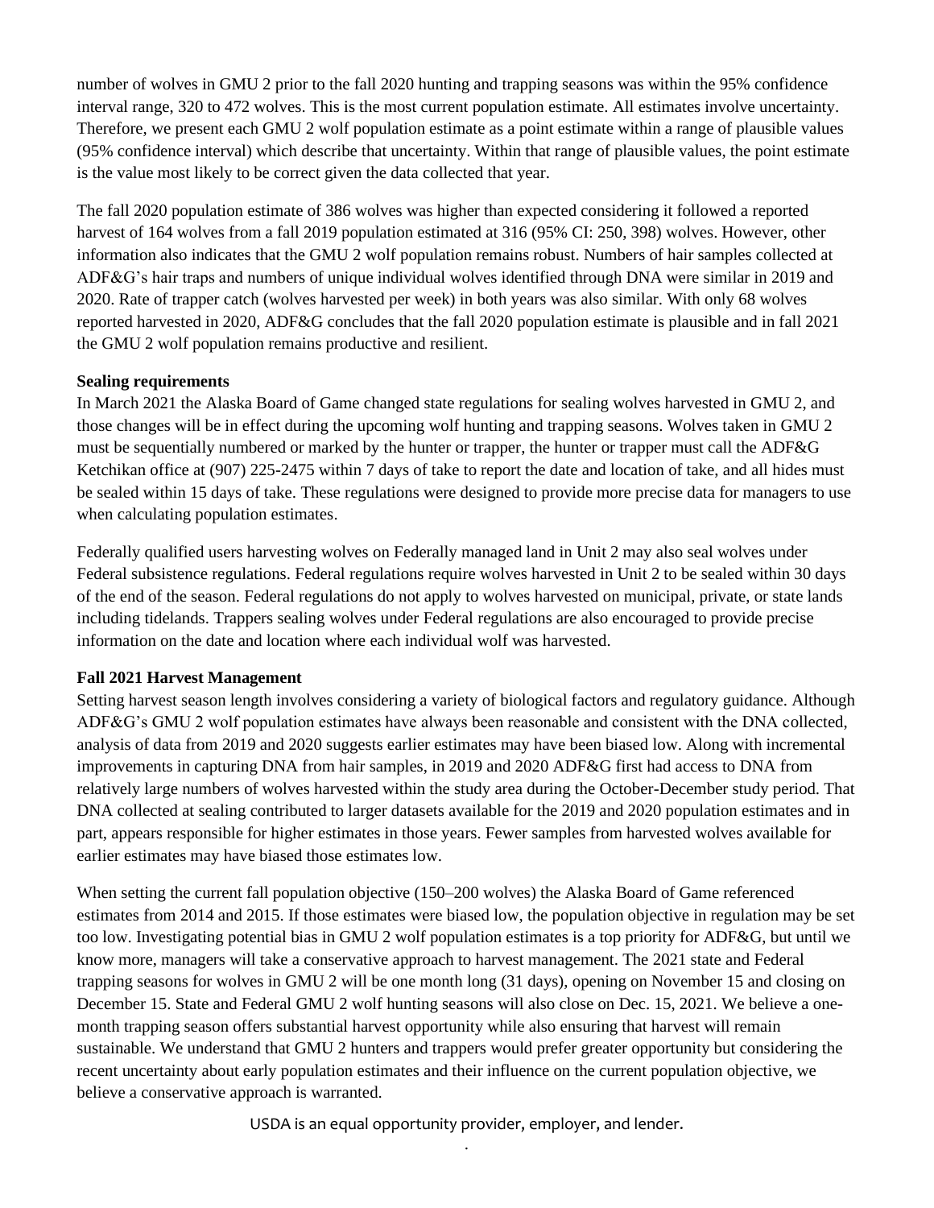number of wolves in GMU 2 prior to the fall 2020 hunting and trapping seasons was within the 95% confidence interval range, 320 to 472 wolves. This is the most current population estimate. All estimates involve uncertainty. Therefore, we present each GMU 2 wolf population estimate as a point estimate within a range of plausible values (95% confidence interval) which describe that uncertainty. Within that range of plausible values, the point estimate is the value most likely to be correct given the data collected that year.

The fall 2020 population estimate of 386 wolves was higher than expected considering it followed a reported harvest of 164 wolves from a fall 2019 population estimated at 316 (95% CI: 250, 398) wolves. However, other information also indicates that the GMU 2 wolf population remains robust. Numbers of hair samples collected at ADF&G's hair traps and numbers of unique individual wolves identified through DNA were similar in 2019 and 2020. Rate of trapper catch (wolves harvested per week) in both years was also similar. With only 68 wolves reported harvested in 2020, ADF&G concludes that the fall 2020 population estimate is plausible and in fall 2021 the GMU 2 wolf population remains productive and resilient.

**Sealing requirements**

In March 2021 the Alaska Board of Game changed state regulations for sealing wolves harvested in GMU 2, and those changes will be in effect during the upcoming wolf hunting and trapping seasons. Wolves taken in GMU 2 must be sequentially numbered or marked by the hunter or trapper, the hunter or trapper must call the ADF&G Ketchikan office at (907) 225-2475 within 7 days of take to report the date and location of take, and all hides must be sealed within 15 days of take. These regulations were designed to provide more precise data for managers to use when calculating population estimates.

Federally qualified users harvesting wolves on Federally managed land in Unit 2 may also seal wolves under Federal subsistence regulations. Federal regulations require wolves harvested in Unit 2 to be sealed within 30 days of the end of the season. Federal regulations do not apply to wolves harvested on municipal, private, or state lands including tidelands. Trappers sealing wolves under Federal regulations are also encouraged to provide precise information on the date and location where each individual wolf was harvested.

**Fall 2021 Harvest Management**

Setting harvest season length involves considering a variety of biological factors and regulatory guidance. Although ADF&G's GMU 2 wolf population estimates have always been reasonable and consistent with the DNA collected, analysis of data from 2019 and 2020 suggests earlier estimates may have been biased low. Along with incremental improvements in capturing DNA from hair samples, in 2019 and 2020 ADF&G first had access to DNA from relatively large numbers of wolves harvested within the study area during the October-December study period. That DNA collected at sealing contributed to larger datasets available for the 2019 and 2020 population estimates and in part, appears responsible for higher estimates in those years. Fewer samples from harvested wolves available for earlier estimates may have biased those estimates low.

When setting the current fall population objective (150–200 wolves) the Alaska Board of Game referenced estimates from 2014 and 2015. If those estimates were biased low, the population objective in regulation may be set too low. Investigating potential bias in GMU 2 wolf population estimates is a top priority for ADF&G, but until we know more, managers will take a conservative approach to harvest management. The 2021 state and Federal trapping seasons for wolves in GMU 2 will be one month long (31 days), opening on November 15 and closing on December 15. State and Federal GMU 2 wolf hunting seasons will also close on Dec. 15, 2021. We believe a one-month trapping season offers substantial harvest opportunity while also ensuring that harvest will remain sustainable. We understand that GMU 2 hunters and trappers would prefer greater opportunity but considering the recent uncertainty about early population estimates and their influence on the current population objective, we believe a conservative approach is warranted.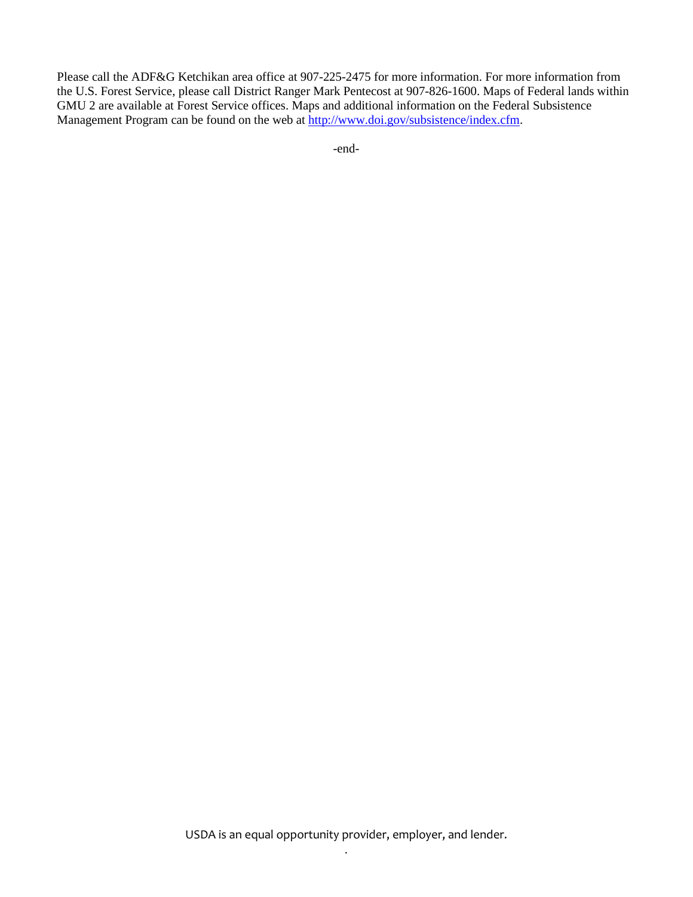Please call the ADF&G Ketchikan area office at 907-225-2475 for more information. For more information from the U.S. Forest Service, please call District Ranger Mark Pentecost at 907-826-1600. Maps of Federal lands within GMU 2 are available at Forest Service offices. Maps and additional information on the Federal Subsistence Management Program can be found on the web at [http://www.doi.gov/subsistence/index.cfm](http://www.doi.gov/subsistence/index.cfm).

-end-

USDA is an equal opportunity provider, employer, and lender.